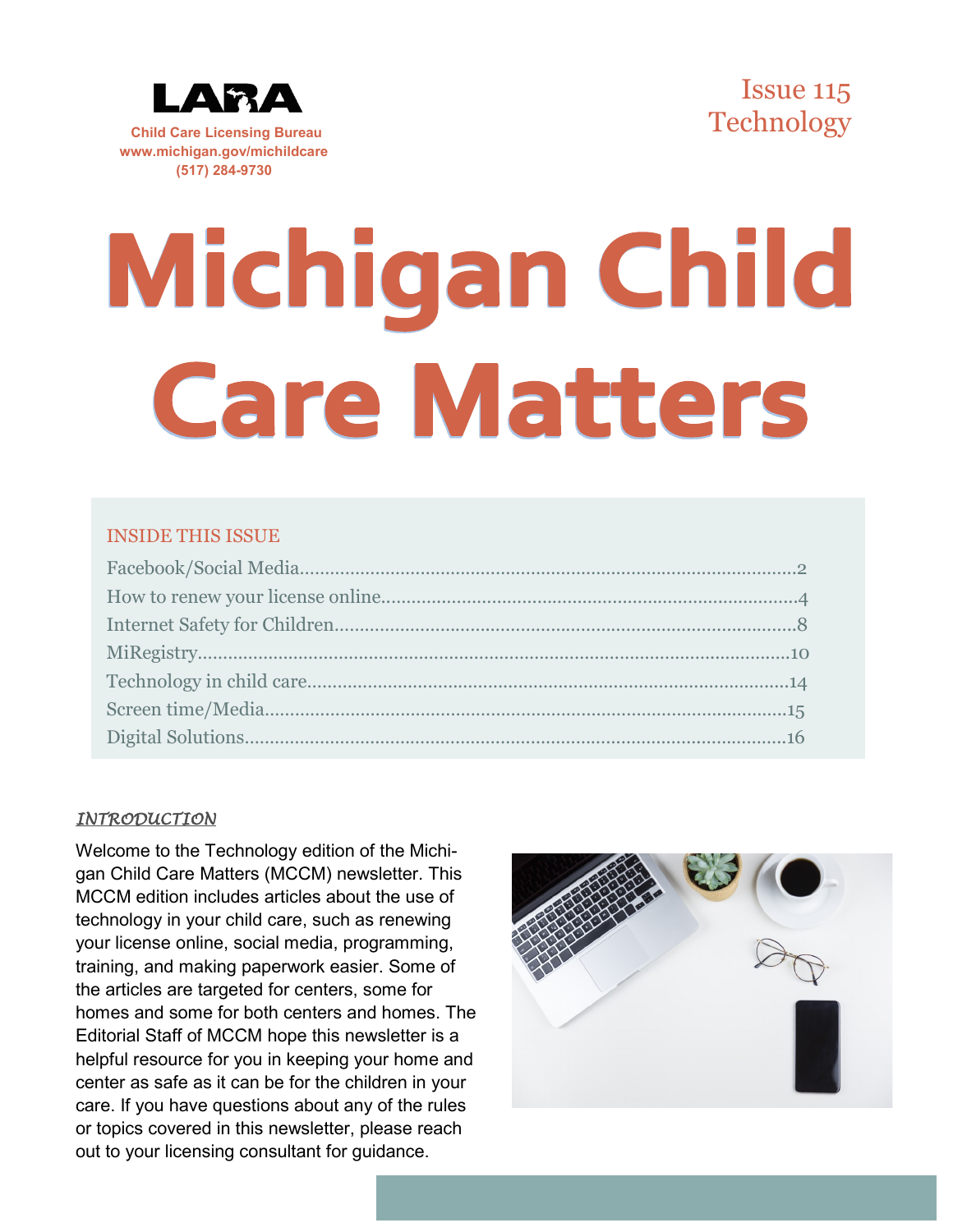LARA

**Child Care Licensing Bureau**
**www.michigan.gov/michildcare**
**(517) 284-9730**

Issue 115
Technology

# Michigan Child Care Matters

## INSIDE THIS ISSUE

Facebook/Social Media....................2
How to renew your license online....................4
Internet Safety for Children....................8
MiRegistry....................10
Technology in child care....................14
Screen time/Media....................15
Digital Solutions....................16

### *INTRODUCTION*

Welcome to the Technology edition of the Michigan Child Care Matters (MCCM) newsletter. This MCCM edition includes articles about the use of technology in your child care, such as renewing your license online, social media, programming, training, and making paperwork easier. Some of the articles are targeted for centers, some for homes and some for both centers and homes. The Editorial Staff of MCCM hope this newsletter is a helpful resource for you in keeping your home and center as safe as it can be for the children in your care. If you have questions about any of the rules or topics covered in this newsletter, please reach out to your licensing consultant for guidance.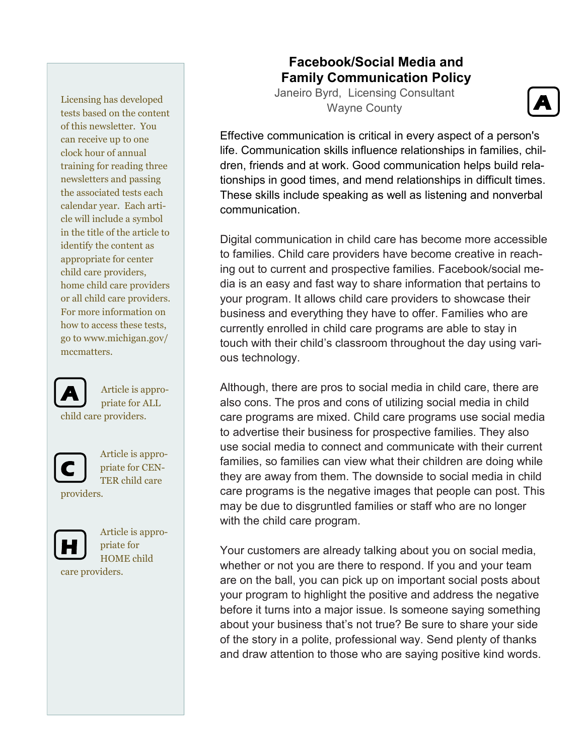Licensing has developed tests based on the content of this newsletter. You can receive up to one clock hour of annual training for reading three newsletters and passing the associated tests each calendar year. Each article will include a symbol in the title of the article to identify the content as appropriate for center child care providers, home child care providers or all child care providers. For more information on how to access these tests, go to www.michigan.gov/mccmatters.

**A** Article is appropriate for ALL child care providers.

**C** Article is appropriate for CENTER child care providers.

**H** Article is appropriate for HOME child care providers.

## Facebook/Social Media and Family Communication Policy **A**

Janeiro Byrd, Licensing Consultant
Wayne County

Effective communication is critical in every aspect of a person's life. Communication skills influence relationships in families, children, friends and at work. Good communication helps build relationships in good times, and mend relationships in difficult times. These skills include speaking as well as listening and nonverbal communication.

Digital communication in child care has become more accessible to families. Child care providers have become creative in reaching out to current and prospective families. Facebook/social media is an easy and fast way to share information that pertains to your program. It allows child care providers to showcase their business and everything they have to offer. Families who are currently enrolled in child care programs are able to stay in touch with their child's classroom throughout the day using various technology.

Although, there are pros to social media in child care, there are also cons. The pros and cons of utilizing social media in child care programs are mixed. Child care programs use social media to advertise their business for prospective families. They also use social media to connect and communicate with their current families, so families can view what their children are doing while they are away from them. The downside to social media in child care programs is the negative images that people can post. This may be due to disgruntled families or staff who are no longer with the child care program.

Your customers are already talking about you on social media, whether or not you are there to respond. If you and your team are on the ball, you can pick up on important social posts about your program to highlight the positive and address the negative before it turns into a major issue. Is someone saying something about your business that's not true? Be sure to share your side of the story in a polite, professional way. Send plenty of thanks and draw attention to those who are saying positive kind words.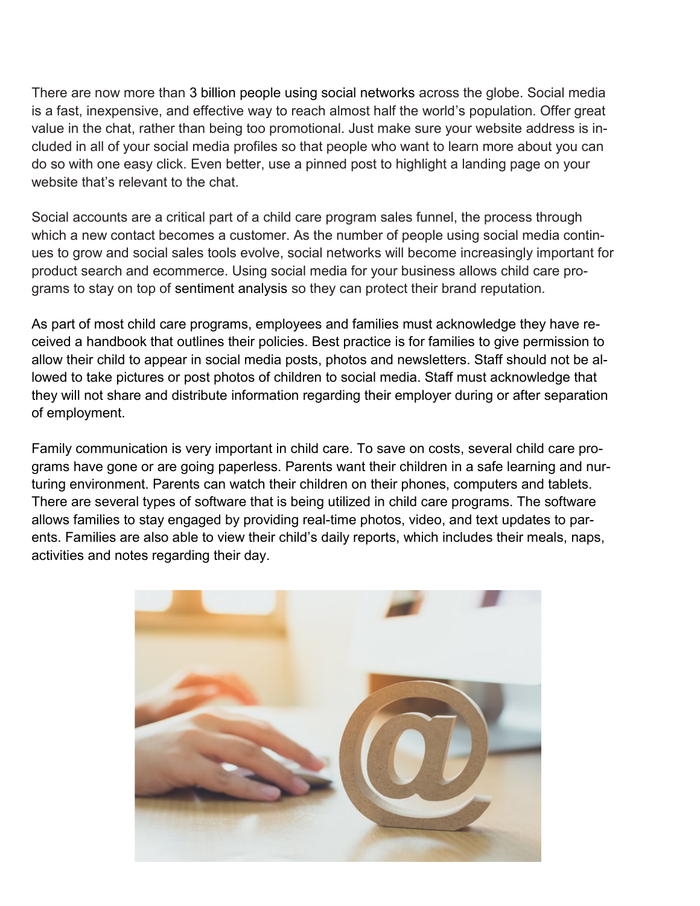There are now more than 3 billion people using social networks across the globe. Social media is a fast, inexpensive, and effective way to reach almost half the world's population. Offer great value in the chat, rather than being too promotional. Just make sure your website address is included in all of your social media profiles so that people who want to learn more about you can do so with one easy click. Even better, use a pinned post to highlight a landing page on your website that's relevant to the chat.

Social accounts are a critical part of a child care program sales funnel, the process through which a new contact becomes a customer. As the number of people using social media continues to grow and social sales tools evolve, social networks will become increasingly important for product search and ecommerce. Using social media for your business allows child care programs to stay on top of sentiment analysis so they can protect their brand reputation.

As part of most child care programs, employees and families must acknowledge they have received a handbook that outlines their policies. Best practice is for families to give permission to allow their child to appear in social media posts, photos and newsletters. Staff should not be allowed to take pictures or post photos of children to social media. Staff must acknowledge that they will not share and distribute information regarding their employer during or after separation of employment.

Family communication is very important in child care. To save on costs, several child care programs have gone or are going paperless. Parents want their children in a safe learning and nurturing environment. Parents can watch their children on their phones, computers and tablets. There are several types of software that is being utilized in child care programs. The software allows families to stay engaged by providing real-time photos, video, and text updates to parents. Families are also able to view their child's daily reports, which includes their meals, naps, activities and notes regarding their day.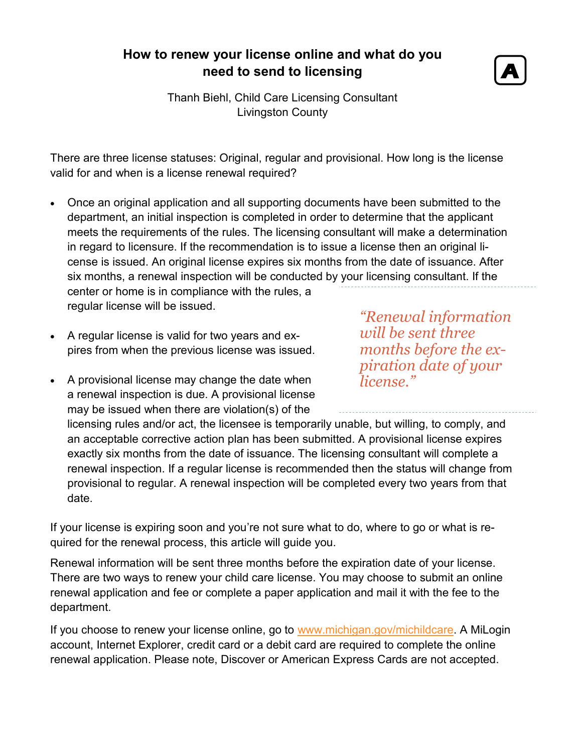## How to renew your license online and what do you need to send to licensing

Thanh Biehl, Child Care Licensing Consultant
Livingston County

There are three license statuses: Original, regular and provisional. How long is the license valid for and when is a license renewal required?

- Once an original application and all supporting documents have been submitted to the department, an initial inspection is completed in order to determine that the applicant meets the requirements of the rules. The licensing consultant will make a determination in regard to licensure. If the recommendation is to issue a license then an original license is issued. An original license expires six months from the date of issuance. After six months, a renewal inspection will be conducted by your licensing consultant. If the center or home is in compliance with the rules, a regular license will be issued.
- A regular license is valid for two years and expires from when the previous license was issued.
- A provisional license may change the date when a renewal inspection is due. A provisional license may be issued when there are violation(s) of the licensing rules and/or act, the licensee is temporarily unable, but willing, to comply, and an acceptable corrective action plan has been submitted. A provisional license expires exactly six months from the date of issuance. The licensing consultant will complete a renewal inspection. If a regular license is recommended then the status will change from provisional to regular. A renewal inspection will be completed every two years from that date.

*"Renewal information will be sent three months before the expiration date of your license."*

If your license is expiring soon and you're not sure what to do, where to go or what is required for the renewal process, this article will guide you.

Renewal information will be sent three months before the expiration date of your license. There are two ways to renew your child care license. You may choose to submit an online renewal application and fee or complete a paper application and mail it with the fee to the department.

If you choose to renew your license online, go to www.michigan.gov/michildcare. A MiLogin account, Internet Explorer, credit card or a debit card are required to complete the online renewal application. Please note, Discover or American Express Cards are not accepted.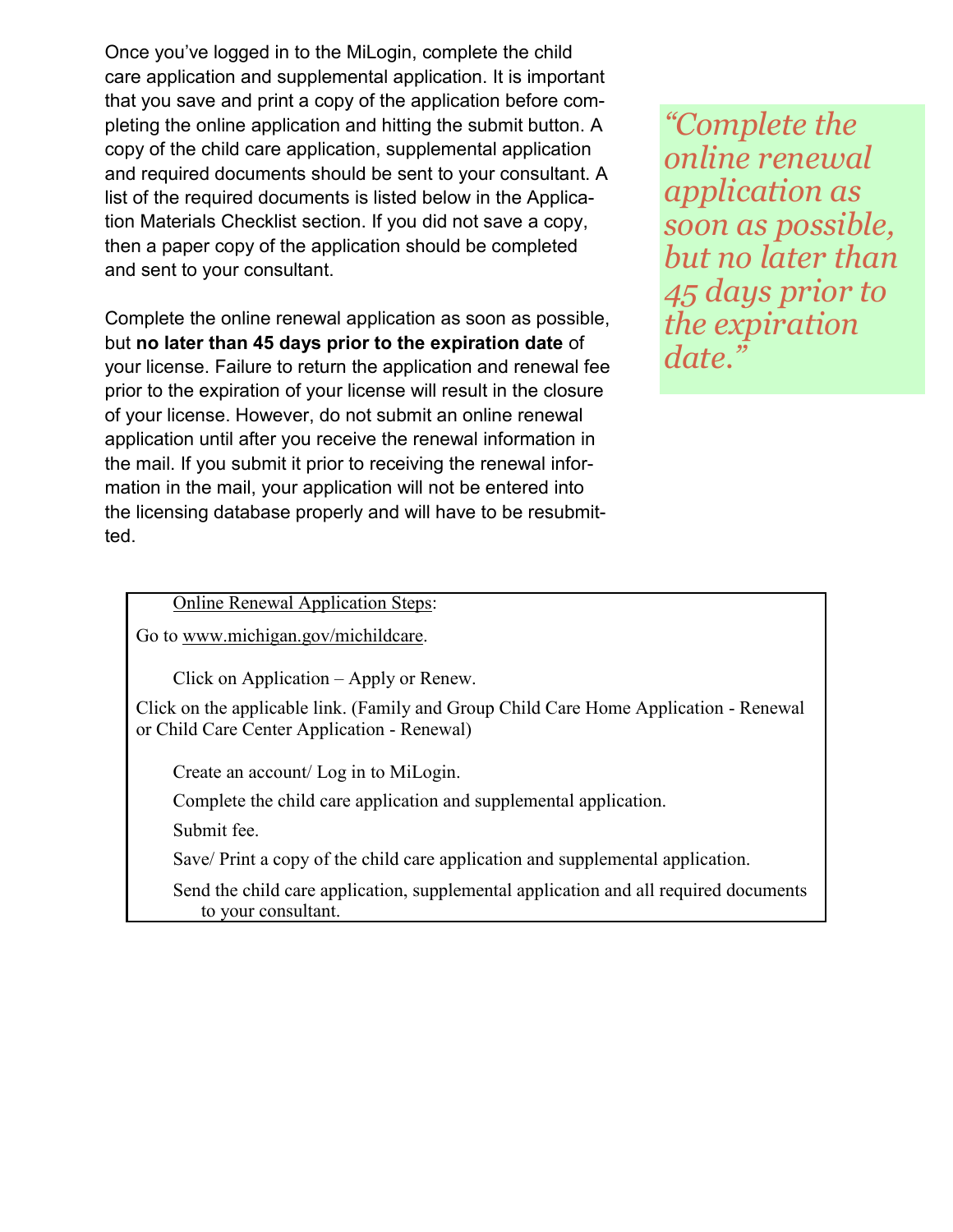Once you've logged in to the MiLogin, complete the child care application and supplemental application. It is important that you save and print a copy of the application before completing the online application and hitting the submit button. A copy of the child care application, supplemental application and required documents should be sent to your consultant. A list of the required documents is listed below in the Application Materials Checklist section. If you did not save a copy, then a paper copy of the application should be completed and sent to your consultant.

Complete the online renewal application as soon as possible, but **no later than 45 days prior to the expiration date** of your license. Failure to return the application and renewal fee prior to the expiration of your license will result in the closure of your license. However, do not submit an online renewal application until after you receive the renewal information in the mail. If you submit it prior to receiving the renewal information in the mail, your application will not be entered into the licensing database properly and will have to be resubmitted.

*"Complete the online renewal application as soon as possible, but no later than 45 days prior to the expiration date."*

Online Renewal Application Steps:

Go to www.michigan.gov/michildcare.

Click on Application – Apply or Renew.

Click on the applicable link. (Family and Group Child Care Home Application - Renewal or Child Care Center Application - Renewal)

Create an account/ Log in to MiLogin.

Complete the child care application and supplemental application.

Submit fee.

Save/ Print a copy of the child care application and supplemental application.

Send the child care application, supplemental application and all required documents to your consultant.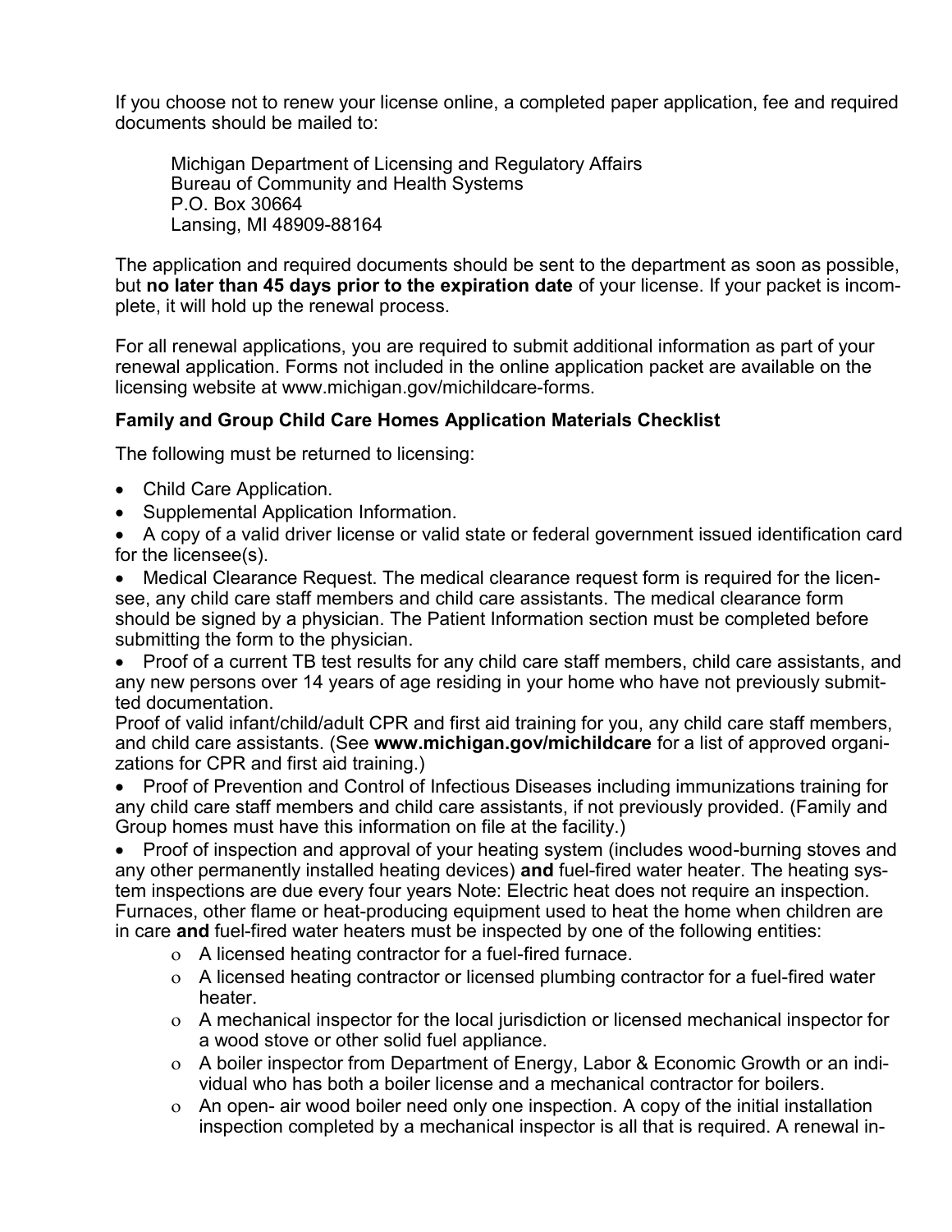If you choose not to renew your license online, a completed paper application, fee and required documents should be mailed to:

Michigan Department of Licensing and Regulatory Affairs
Bureau of Community and Health Systems
P.O. Box 30664
Lansing, MI 48909-88164

The application and required documents should be sent to the department as soon as possible, but **no later than 45 days prior to the expiration date** of your license. If your packet is incomplete, it will hold up the renewal process.

For all renewal applications, you are required to submit additional information as part of your renewal application. Forms not included in the online application packet are available on the licensing website at www.michigan.gov/michildcare-forms.

**Family and Group Child Care Homes Application Materials Checklist**

The following must be returned to licensing:

- Child Care Application.
- Supplemental Application Information.
- A copy of a valid driver license or valid state or federal government issued identification card for the licensee(s).
- Medical Clearance Request. The medical clearance request form is required for the licensee, any child care staff members and child care assistants. The medical clearance form should be signed by a physician. The Patient Information section must be completed before submitting the form to the physician.
- Proof of a current TB test results for any child care staff members, child care assistants, and any new persons over 14 years of age residing in your home who have not previously submitted documentation.

Proof of valid infant/child/adult CPR and first aid training for you, any child care staff members, and child care assistants. (See **www.michigan.gov/michildcare** for a list of approved organizations for CPR and first aid training.)

- Proof of Prevention and Control of Infectious Diseases including immunizations training for any child care staff members and child care assistants, if not previously provided. (Family and Group homes must have this information on file at the facility.)
- Proof of inspection and approval of your heating system (includes wood-burning stoves and any other permanently installed heating devices) **and** fuel-fired water heater. The heating system inspections are due every four years Note: Electric heat does not require an inspection. Furnaces, other flame or heat-producing equipment used to heat the home when children are in care **and** fuel-fired water heaters must be inspected by one of the following entities:
  - A licensed heating contractor for a fuel-fired furnace.
  - A licensed heating contractor or licensed plumbing contractor for a fuel-fired water heater.
  - A mechanical inspector for the local jurisdiction or licensed mechanical inspector for a wood stove or other solid fuel appliance.
  - A boiler inspector from Department of Energy, Labor & Economic Growth or an individual who has both a boiler license and a mechanical contractor for boilers.
  - An open- air wood boiler need only one inspection. A copy of the initial installation inspection completed by a mechanical inspector is all that is required. A renewal in-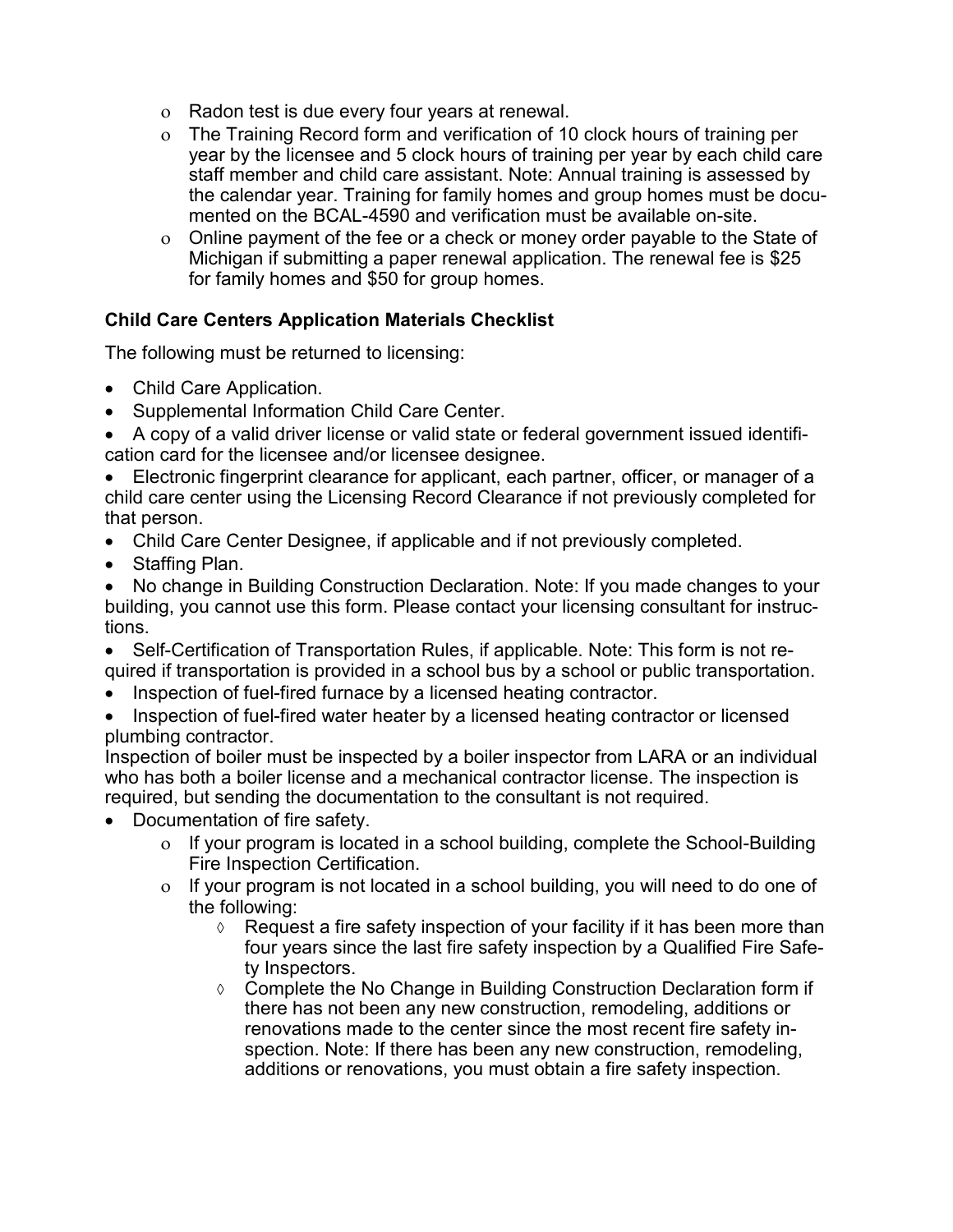- Radon test is due every four years at renewal.
- The Training Record form and verification of 10 clock hours of training per year by the licensee and 5 clock hours of training per year by each child care staff member and child care assistant. Note: Annual training is assessed by the calendar year. Training for family homes and group homes must be documented on the BCAL-4590 and verification must be available on-site.
- Online payment of the fee or a check or money order payable to the State of Michigan if submitting a paper renewal application. The renewal fee is $25 for family homes and $50 for group homes.

**Child Care Centers Application Materials Checklist**

The following must be returned to licensing:

- Child Care Application.
- Supplemental Information Child Care Center.
- A copy of a valid driver license or valid state or federal government issued identification card for the licensee and/or licensee designee.
- Electronic fingerprint clearance for applicant, each partner, officer, or manager of a child care center using the Licensing Record Clearance if not previously completed for that person.
- Child Care Center Designee, if applicable and if not previously completed.
- Staffing Plan.
- No change in Building Construction Declaration. Note: If you made changes to your building, you cannot use this form. Please contact your licensing consultant for instructions.
- Self-Certification of Transportation Rules, if applicable. Note: This form is not required if transportation is provided in a school bus by a school or public transportation.
- Inspection of fuel-fired furnace by a licensed heating contractor.
- Inspection of fuel-fired water heater by a licensed heating contractor or licensed plumbing contractor.

Inspection of boiler must be inspected by a boiler inspector from LARA or an individual who has both a boiler license and a mechanical contractor license. The inspection is required, but sending the documentation to the consultant is not required.

- Documentation of fire safety.
  - If your program is located in a school building, complete the School-Building Fire Inspection Certification.
  - If your program is not located in a school building, you will need to do one of the following:
    - Request a fire safety inspection of your facility if it has been more than four years since the last fire safety inspection by a Qualified Fire Safety Inspectors.
    - Complete the No Change in Building Construction Declaration form if there has not been any new construction, remodeling, additions or renovations made to the center since the most recent fire safety inspection. Note: If there has been any new construction, remodeling, additions or renovations, you must obtain a fire safety inspection.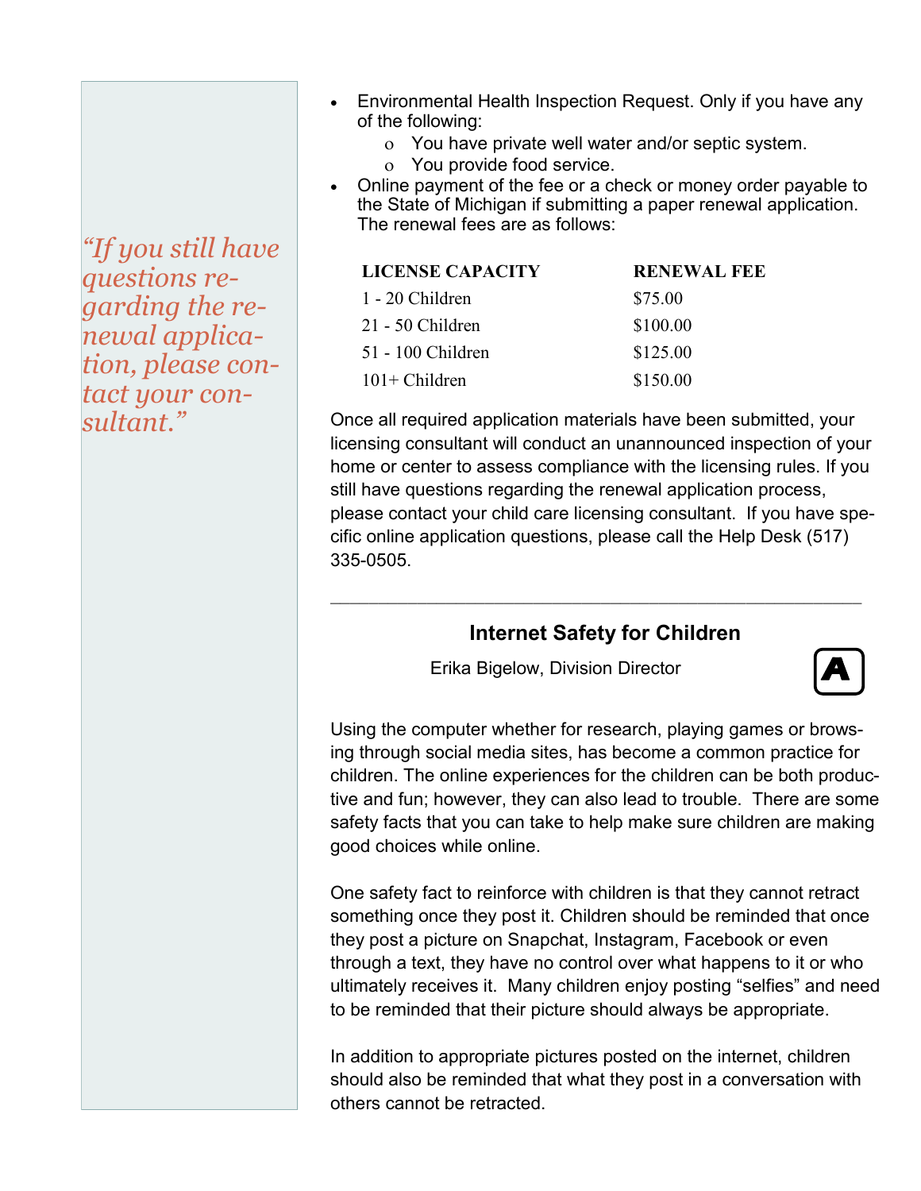*"If you still have questions regarding the renewal application, please contact your consultant."*

- Environmental Health Inspection Request. Only if you have any of the following:
  - You have private well water and/or septic system.
  - You provide food service.
- Online payment of the fee or a check or money order payable to the State of Michigan if submitting a paper renewal application. The renewal fees are as follows:

| LICENSE CAPACITY | RENEWAL FEE |
|---|---|
| 1 - 20 Children | $75.00 |
| 21 - 50 Children | $100.00 |
| 51 - 100 Children | $125.00 |
| 101+ Children | $150.00 |

Once all required application materials have been submitted, your licensing consultant will conduct an unannounced inspection of your home or center to assess compliance with the licensing rules. If you still have questions regarding the renewal application process, please contact your child care licensing consultant. If you have specific online application questions, please call the Help Desk (517) 335-0505.

---

## Internet Safety for Children

Erika Bigelow, Division Director

Using the computer whether for research, playing games or browsing through social media sites, has become a common practice for children. The online experiences for the children can be both productive and fun; however, they can also lead to trouble. There are some safety facts that you can take to help make sure children are making good choices while online.

One safety fact to reinforce with children is that they cannot retract something once they post it. Children should be reminded that once they post a picture on Snapchat, Instagram, Facebook or even through a text, they have no control over what happens to it or who ultimately receives it. Many children enjoy posting "selfies" and need to be reminded that their picture should always be appropriate.

In addition to appropriate pictures posted on the internet, children should also be reminded that what they post in a conversation with others cannot be retracted.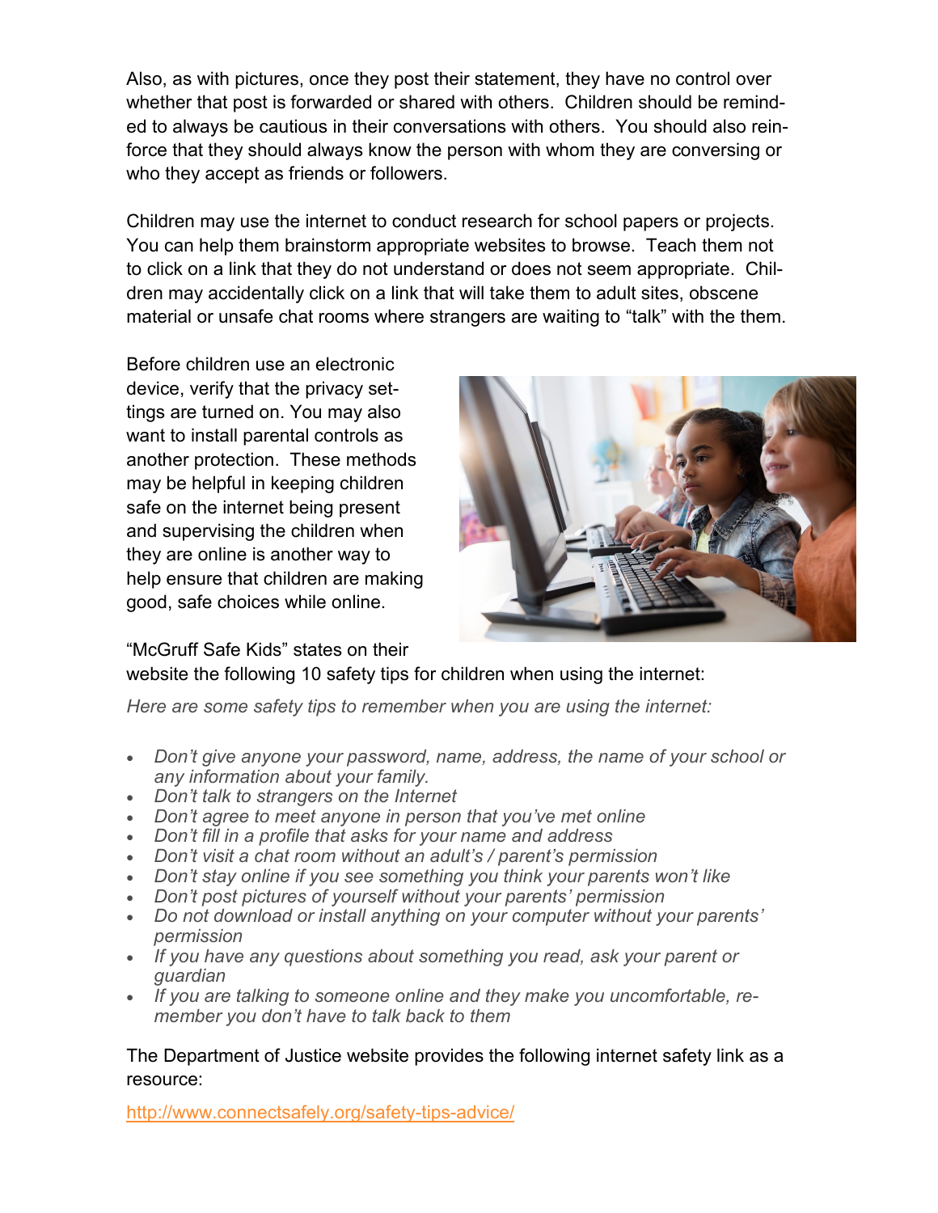Also, as with pictures, once they post their statement, they have no control over whether that post is forwarded or shared with others. Children should be reminded to always be cautious in their conversations with others. You should also reinforce that they should always know the person with whom they are conversing or who they accept as friends or followers.

Children may use the internet to conduct research for school papers or projects. You can help them brainstorm appropriate websites to browse. Teach them not to click on a link that they do not understand or does not seem appropriate. Children may accidentally click on a link that will take them to adult sites, obscene material or unsafe chat rooms where strangers are waiting to "talk" with the them.

Before children use an electronic device, verify that the privacy settings are turned on. You may also want to install parental controls as another protection. These methods may be helpful in keeping children safe on the internet being present and supervising the children when they are online is another way to help ensure that children are making good, safe choices while online.

"McGruff Safe Kids" states on their website the following 10 safety tips for children when using the internet:

*Here are some safety tips to remember when you are using the internet:*

- *Don't give anyone your password, name, address, the name of your school or any information about your family.*
- *Don't talk to strangers on the Internet*
- *Don't agree to meet anyone in person that you've met online*
- *Don't fill in a profile that asks for your name and address*
- *Don't visit a chat room without an adult's / parent's permission*
- *Don't stay online if you see something you think your parents won't like*
- *Don't post pictures of yourself without your parents' permission*
- *Do not download or install anything on your computer without your parents' permission*
- *If you have any questions about something you read, ask your parent or guardian*
- *If you are talking to someone online and they make you uncomfortable, remember you don't have to talk back to them*

The Department of Justice website provides the following internet safety link as a resource:

http://www.connectsafely.org/safety-tips-advice/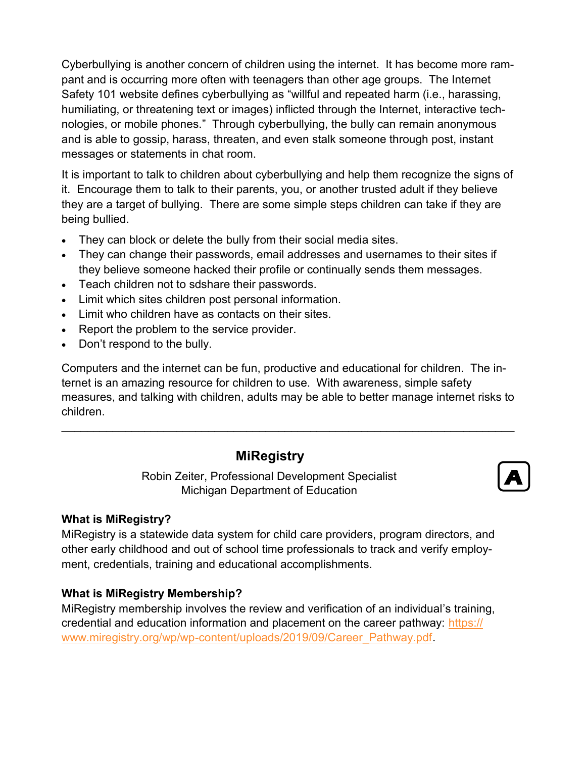Cyberbullying is another concern of children using the internet. It has become more rampant and is occurring more often with teenagers than other age groups. The Internet Safety 101 website defines cyberbullying as "willful and repeated harm (i.e., harassing, humiliating, or threatening text or images) inflicted through the Internet, interactive technologies, or mobile phones." Through cyberbullying, the bully can remain anonymous and is able to gossip, harass, threaten, and even stalk someone through post, instant messages or statements in chat room.

It is important to talk to children about cyberbullying and help them recognize the signs of it. Encourage them to talk to their parents, you, or another trusted adult if they believe they are a target of bullying. There are some simple steps children can take if they are being bullied.

- They can block or delete the bully from their social media sites.
- They can change their passwords, email addresses and usernames to their sites if they believe someone hacked their profile or continually sends them messages.
- Teach children not to sdshare their passwords.
- Limit which sites children post personal information.
- Limit who children have as contacts on their sites.
- Report the problem to the service provider.
- Don't respond to the bully.

Computers and the internet can be fun, productive and educational for children. The internet is an amazing resource for children to use. With awareness, simple safety measures, and talking with children, adults may be able to better manage internet risks to children.

---

## MiRegistry

Robin Zeiter, Professional Development Specialist
Michigan Department of Education

A

**What is MiRegistry?**
MiRegistry is a statewide data system for child care providers, program directors, and other early childhood and out of school time professionals to track and verify employment, credentials, training and educational accomplishments.

**What is MiRegistry Membership?**
MiRegistry membership involves the review and verification of an individual's training, credential and education information and placement on the career pathway: https://www.miregistry.org/wp/wp-content/uploads/2019/09/Career_Pathway.pdf.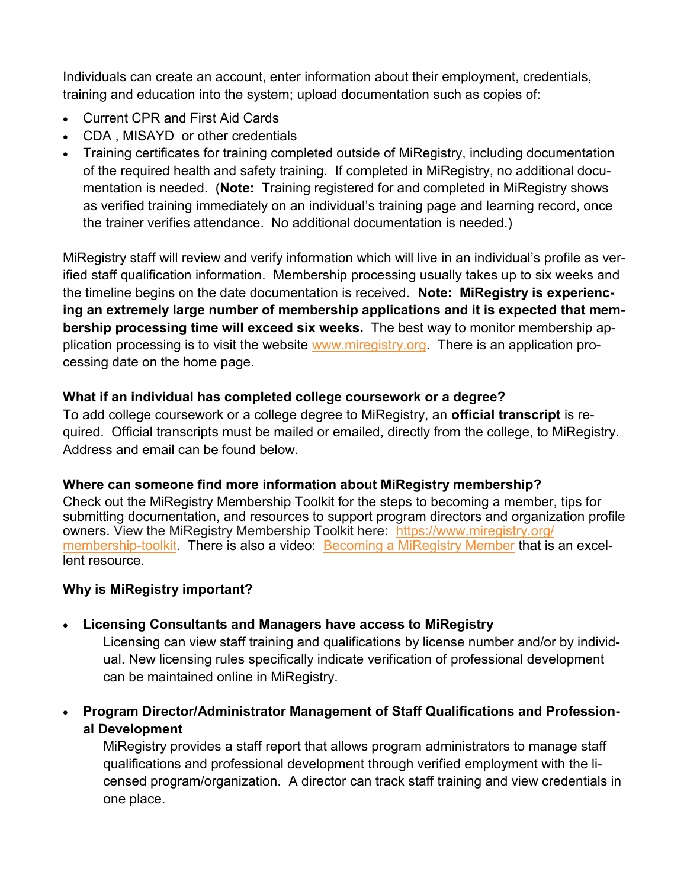Individuals can create an account, enter information about their employment, credentials, training and education into the system; upload documentation such as copies of:

- Current CPR and First Aid Cards
- CDA , MISAYD or other credentials
- Training certificates for training completed outside of MiRegistry, including documentation of the required health and safety training. If completed in MiRegistry, no additional documentation is needed. (**Note:** Training registered for and completed in MiRegistry shows as verified training immediately on an individual's training page and learning record, once the trainer verifies attendance. No additional documentation is needed.)

MiRegistry staff will review and verify information which will live in an individual's profile as verified staff qualification information. Membership processing usually takes up to six weeks and the timeline begins on the date documentation is received. **Note: MiRegistry is experiencing an extremely large number of membership applications and it is expected that membership processing time will exceed six weeks.** The best way to monitor membership application processing is to visit the website [www.miregistry.org](www.miregistry.org). There is an application processing date on the home page.

**What if an individual has completed college coursework or a degree?**

To add college coursework or a college degree to MiRegistry, an **official transcript** is required. Official transcripts must be mailed or emailed, directly from the college, to MiRegistry. Address and email can be found below.

**Where can someone find more information about MiRegistry membership?**

Check out the MiRegistry Membership Toolkit for the steps to becoming a member, tips for submitting documentation, and resources to support program directors and organization profile owners. View the MiRegistry Membership Toolkit here: [https://www.miregistry.org/membership-toolkit](https://www.miregistry.org/membership-toolkit). There is also a video: Becoming a MiRegistry Member that is an excellent resource.

**Why is MiRegistry important?**

- **Licensing Consultants and Managers have access to MiRegistry**

  Licensing can view staff training and qualifications by license number and/or by individual. New licensing rules specifically indicate verification of professional development can be maintained online in MiRegistry.

- **Program Director/Administrator Management of Staff Qualifications and Professional Development**

  MiRegistry provides a staff report that allows program administrators to manage staff qualifications and professional development through verified employment with the licensed program/organization. A director can track staff training and view credentials in one place.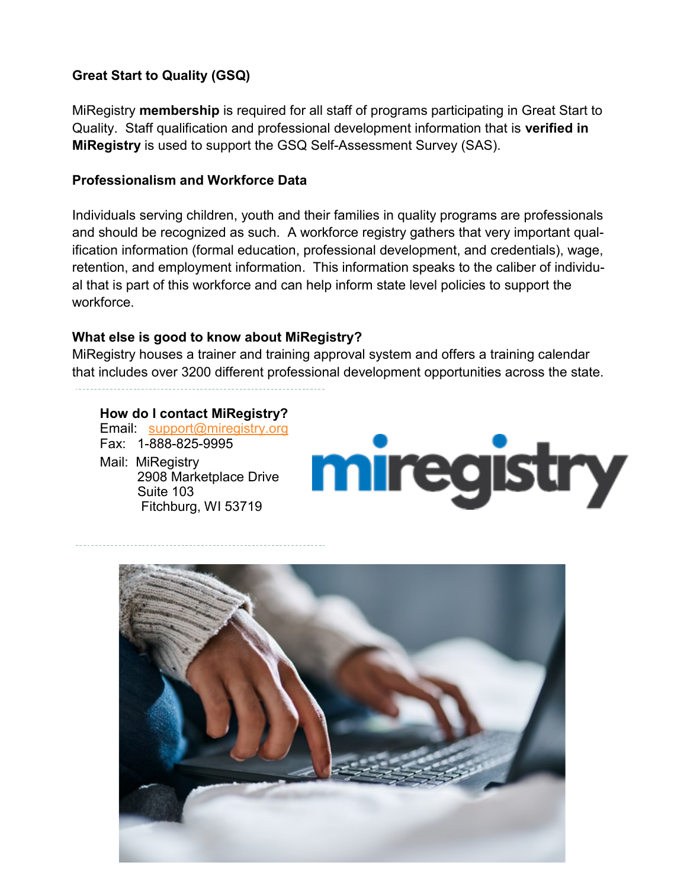**Great Start to Quality (GSQ)**

MiRegistry **membership** is required for all staff of programs participating in Great Start to Quality. Staff qualification and professional development information that is **verified in MiRegistry** is used to support the GSQ Self-Assessment Survey (SAS).

**Professionalism and Workforce Data**

Individuals serving children, youth and their families in quality programs are professionals and should be recognized as such. A workforce registry gathers that very important qualification information (formal education, professional development, and credentials), wage, retention, and employment information. This information speaks to the caliber of individual that is part of this workforce and can help inform state level policies to support the workforce.

**What else is good to know about MiRegistry?**

MiRegistry houses a trainer and training approval system and offers a training calendar that includes over 3200 different professional development opportunities across the state.

**How do I contact MiRegistry?**

Email: support@miregistry.org
Fax: 1-888-825-9995
Mail: MiRegistry
2908 Marketplace Drive
Suite 103
Fitchburg, WI 53719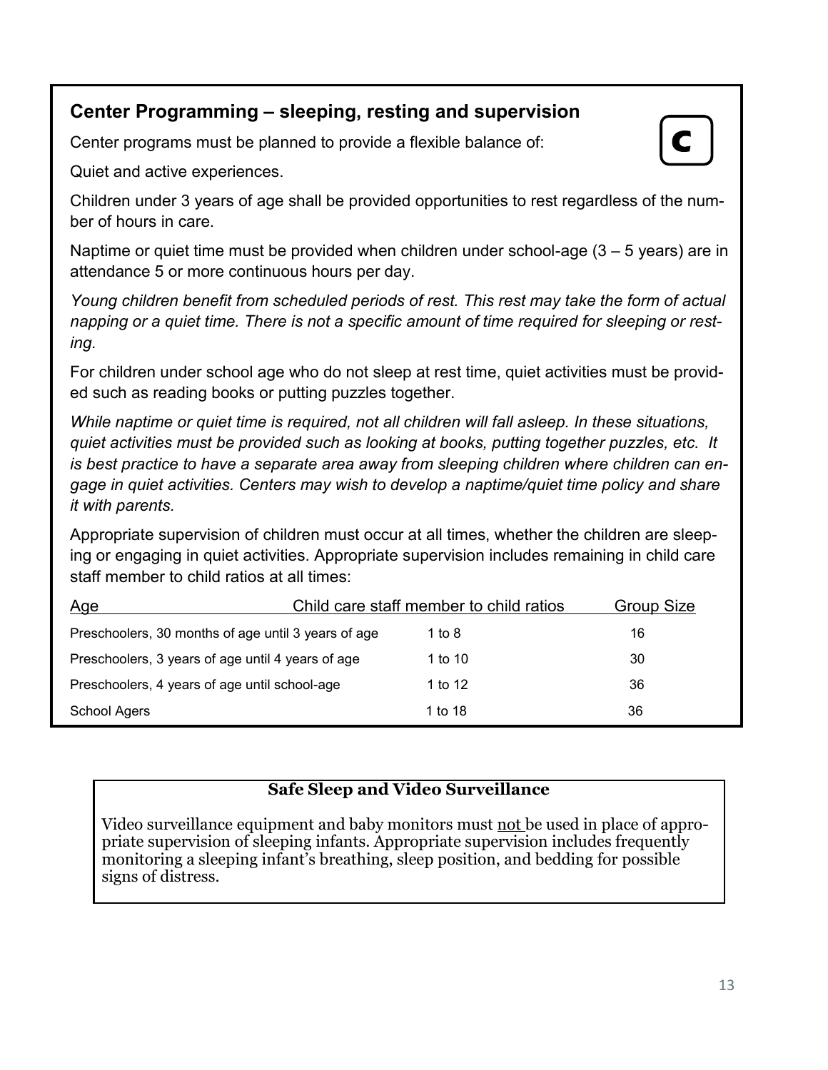## Center Programming – sleeping, resting and supervision

C

Center programs must be planned to provide a flexible balance of:

Quiet and active experiences.

Children under 3 years of age shall be provided opportunities to rest regardless of the number of hours in care.

Naptime or quiet time must be provided when children under school-age (3 – 5 years) are in attendance 5 or more continuous hours per day.

*Young children benefit from scheduled periods of rest. This rest may take the form of actual napping or a quiet time. There is not a specific amount of time required for sleeping or resting.*

For children under school age who do not sleep at rest time, quiet activities must be provided such as reading books or putting puzzles together.

*While naptime or quiet time is required, not all children will fall asleep. In these situations, quiet activities must be provided such as looking at books, putting together puzzles, etc. It is best practice to have a separate area away from sleeping children where children can engage in quiet activities. Centers may wish to develop a naptime/quiet time policy and share it with parents.*

Appropriate supervision of children must occur at all times, whether the children are sleeping or engaging in quiet activities. Appropriate supervision includes remaining in child care staff member to child ratios at all times:

| Age | Child care staff member to child ratios | Group Size |
| --- | --- | --- |
| Preschoolers, 30 months of age until 3 years of age | 1 to 8 | 16 |
| Preschoolers, 3 years of age until 4 years of age | 1 to 10 | 30 |
| Preschoolers, 4 years of age until school-age | 1 to 12 | 36 |
| School Agers | 1 to 18 | 36 |

### Safe Sleep and Video Surveillance

Video surveillance equipment and baby monitors must not be used in place of appropriate supervision of sleeping infants. Appropriate supervision includes frequently monitoring a sleeping infant's breathing, sleep position, and bedding for possible signs of distress.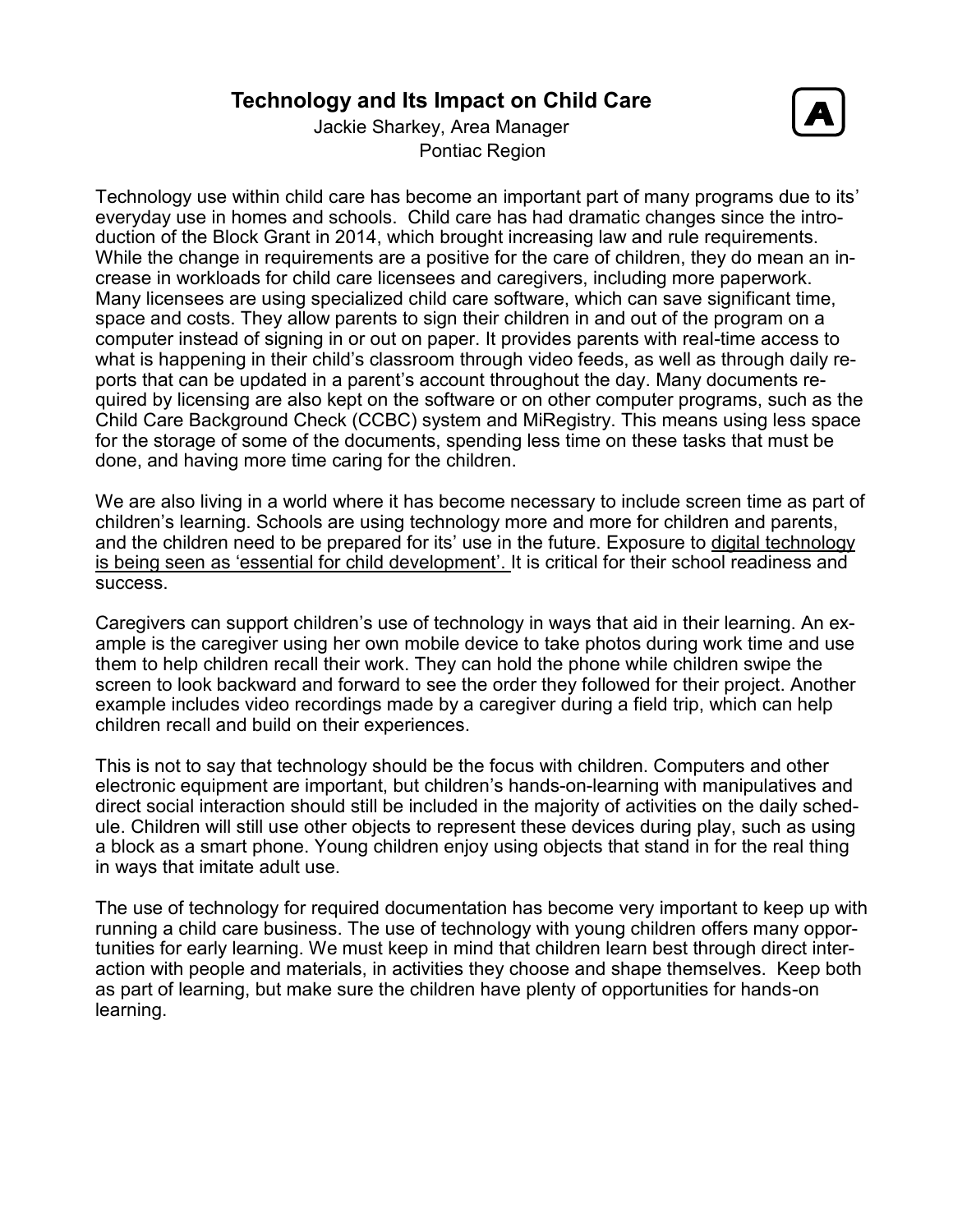# Technology and Its Impact on Child Care

Jackie Sharkey, Area Manager
Pontiac Region

Technology use within child care has become an important part of many programs due to its' everyday use in homes and schools. Child care has had dramatic changes since the introduction of the Block Grant in 2014, which brought increasing law and rule requirements. While the change in requirements are a positive for the care of children, they do mean an increase in workloads for child care licensees and caregivers, including more paperwork. Many licensees are using specialized child care software, which can save significant time, space and costs. They allow parents to sign their children in and out of the program on a computer instead of signing in or out on paper. It provides parents with real-time access to what is happening in their child's classroom through video feeds, as well as through daily reports that can be updated in a parent's account throughout the day. Many documents required by licensing are also kept on the software or on other computer programs, such as the Child Care Background Check (CCBC) system and MiRegistry. This means using less space for the storage of some of the documents, spending less time on these tasks that must be done, and having more time caring for the children.

We are also living in a world where it has become necessary to include screen time as part of children's learning. Schools are using technology more and more for children and parents, and the children need to be prepared for its' use in the future. Exposure to digital technology is being seen as 'essential for child development'. It is critical for their school readiness and success.

Caregivers can support children's use of technology in ways that aid in their learning. An example is the caregiver using her own mobile device to take photos during work time and use them to help children recall their work. They can hold the phone while children swipe the screen to look backward and forward to see the order they followed for their project. Another example includes video recordings made by a caregiver during a field trip, which can help children recall and build on their experiences.

This is not to say that technology should be the focus with children. Computers and other electronic equipment are important, but children's hands-on-learning with manipulatives and direct social interaction should still be included in the majority of activities on the daily schedule. Children will still use other objects to represent these devices during play, such as using a block as a smart phone. Young children enjoy using objects that stand in for the real thing in ways that imitate adult use.

The use of technology for required documentation has become very important to keep up with running a child care business. The use of technology with young children offers many opportunities for early learning. We must keep in mind that children learn best through direct interaction with people and materials, in activities they choose and shape themselves. Keep both as part of learning, but make sure the children have plenty of opportunities for hands-on learning.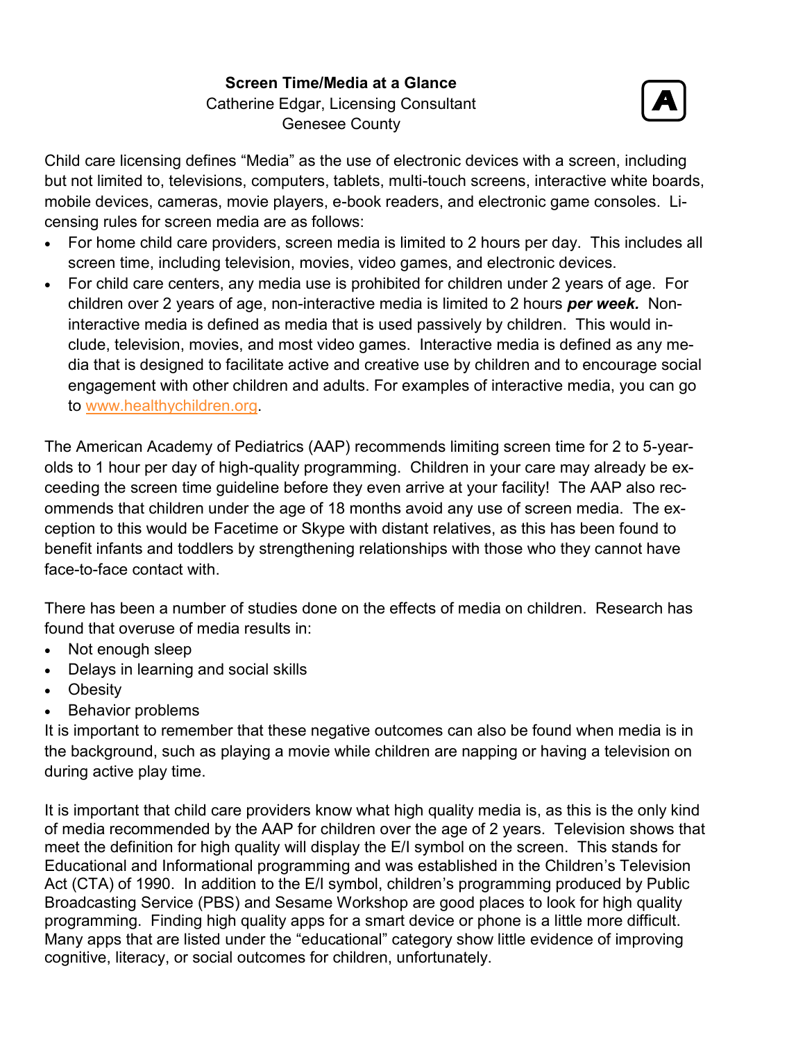**Screen Time/Media at a Glance**
Catherine Edgar, Licensing Consultant
Genesee County

Child care licensing defines "Media" as the use of electronic devices with a screen, including but not limited to, televisions, computers, tablets, multi-touch screens, interactive white boards, mobile devices, cameras, movie players, e-book readers, and electronic game consoles. Licensing rules for screen media are as follows:

- For home child care providers, screen media is limited to 2 hours per day. This includes all screen time, including television, movies, video games, and electronic devices.
- For child care centers, any media use is prohibited for children under 2 years of age. For children over 2 years of age, non-interactive media is limited to 2 hours ***per week.*** Non-interactive media is defined as media that is used passively by children. This would include, television, movies, and most video games. Interactive media is defined as any media that is designed to facilitate active and creative use by children and to encourage social engagement with other children and adults. For examples of interactive media, you can go to www.healthychildren.org.

The American Academy of Pediatrics (AAP) recommends limiting screen time for 2 to 5-year-olds to 1 hour per day of high-quality programming. Children in your care may already be exceeding the screen time guideline before they even arrive at your facility! The AAP also recommends that children under the age of 18 months avoid any use of screen media. The exception to this would be Facetime or Skype with distant relatives, as this has been found to benefit infants and toddlers by strengthening relationships with those who they cannot have face-to-face contact with.

There has been a number of studies done on the effects of media on children. Research has found that overuse of media results in:

- Not enough sleep
- Delays in learning and social skills
- Obesity
- Behavior problems

It is important to remember that these negative outcomes can also be found when media is in the background, such as playing a movie while children are napping or having a television on during active play time.

It is important that child care providers know what high quality media is, as this is the only kind of media recommended by the AAP for children over the age of 2 years. Television shows that meet the definition for high quality will display the E/I symbol on the screen. This stands for Educational and Informational programming and was established in the Children's Television Act (CTA) of 1990. In addition to the E/I symbol, children's programming produced by Public Broadcasting Service (PBS) and Sesame Workshop are good places to look for high quality programming. Finding high quality apps for a smart device or phone is a little more difficult. Many apps that are listed under the "educational" category show little evidence of improving cognitive, literacy, or social outcomes for children, unfortunately.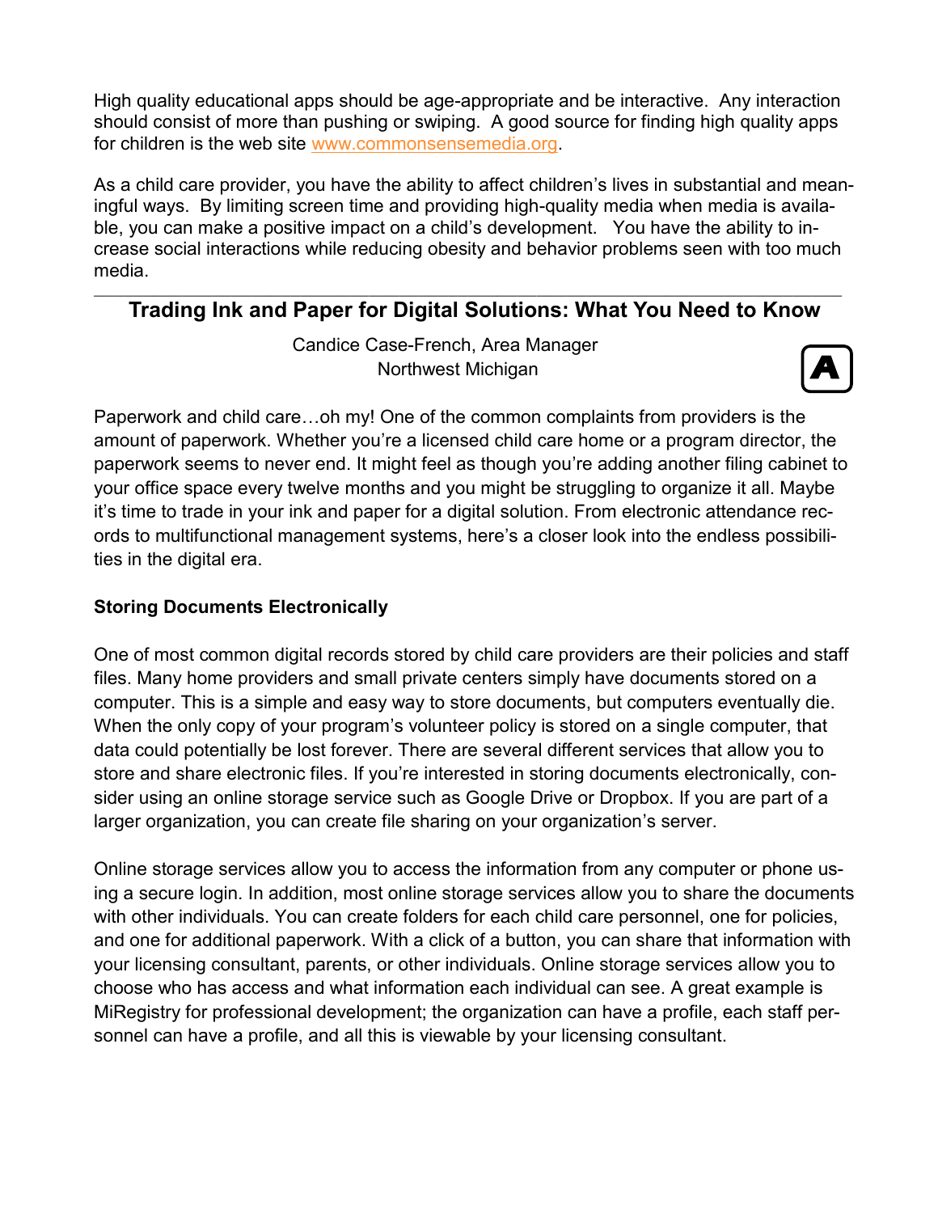High quality educational apps should be age-appropriate and be interactive. Any interaction should consist of more than pushing or swiping. A good source for finding high quality apps for children is the web site www.commonsensemedia.org.

As a child care provider, you have the ability to affect children's lives in substantial and meaningful ways. By limiting screen time and providing high-quality media when media is available, you can make a positive impact on a child's development. You have the ability to increase social interactions while reducing obesity and behavior problems seen with too much media.

---

## Trading Ink and Paper for Digital Solutions: What You Need to Know

Candice Case-French, Area Manager
Northwest Michigan

Paperwork and child care…oh my! One of the common complaints from providers is the amount of paperwork. Whether you're a licensed child care home or a program director, the paperwork seems to never end. It might feel as though you're adding another filing cabinet to your office space every twelve months and you might be struggling to organize it all. Maybe it's time to trade in your ink and paper for a digital solution. From electronic attendance records to multifunctional management systems, here's a closer look into the endless possibilities in the digital era.

**Storing Documents Electronically**

One of most common digital records stored by child care providers are their policies and staff files. Many home providers and small private centers simply have documents stored on a computer. This is a simple and easy way to store documents, but computers eventually die. When the only copy of your program's volunteer policy is stored on a single computer, that data could potentially be lost forever. There are several different services that allow you to store and share electronic files. If you're interested in storing documents electronically, consider using an online storage service such as Google Drive or Dropbox. If you are part of a larger organization, you can create file sharing on your organization's server.

Online storage services allow you to access the information from any computer or phone using a secure login. In addition, most online storage services allow you to share the documents with other individuals. You can create folders for each child care personnel, one for policies, and one for additional paperwork. With a click of a button, you can share that information with your licensing consultant, parents, or other individuals. Online storage services allow you to choose who has access and what information each individual can see. A great example is MiRegistry for professional development; the organization can have a profile, each staff personnel can have a profile, and all this is viewable by your licensing consultant.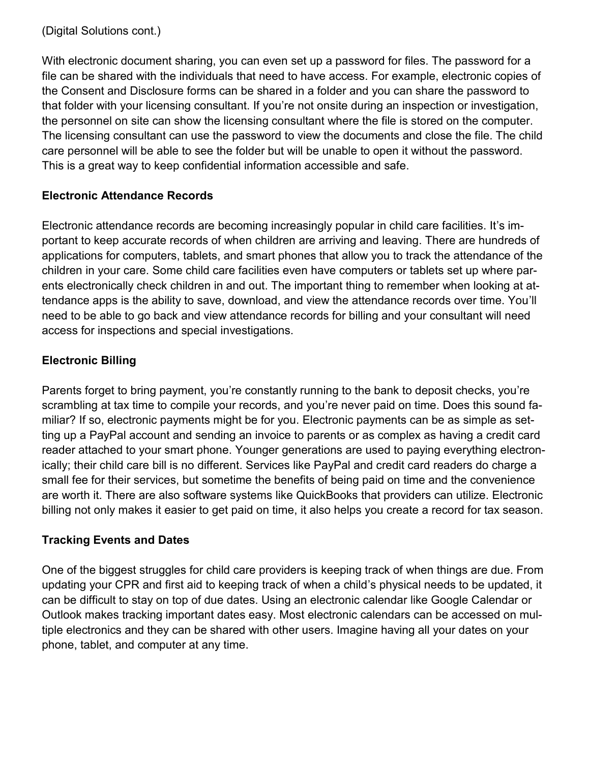(Digital Solutions cont.)

With electronic document sharing, you can even set up a password for files. The password for a file can be shared with the individuals that need to have access. For example, electronic copies of the Consent and Disclosure forms can be shared in a folder and you can share the password to that folder with your licensing consultant. If you're not onsite during an inspection or investigation, the personnel on site can show the licensing consultant where the file is stored on the computer. The licensing consultant can use the password to view the documents and close the file. The child care personnel will be able to see the folder but will be unable to open it without the password. This is a great way to keep confidential information accessible and safe.

**Electronic Attendance Records**

Electronic attendance records are becoming increasingly popular in child care facilities. It's important to keep accurate records of when children are arriving and leaving. There are hundreds of applications for computers, tablets, and smart phones that allow you to track the attendance of the children in your care. Some child care facilities even have computers or tablets set up where parents electronically check children in and out. The important thing to remember when looking at attendance apps is the ability to save, download, and view the attendance records over time. You'll need to be able to go back and view attendance records for billing and your consultant will need access for inspections and special investigations.

**Electronic Billing**

Parents forget to bring payment, you're constantly running to the bank to deposit checks, you're scrambling at tax time to compile your records, and you're never paid on time. Does this sound familiar? If so, electronic payments might be for you. Electronic payments can be as simple as setting up a PayPal account and sending an invoice to parents or as complex as having a credit card reader attached to your smart phone. Younger generations are used to paying everything electronically; their child care bill is no different. Services like PayPal and credit card readers do charge a small fee for their services, but sometime the benefits of being paid on time and the convenience are worth it. There are also software systems like QuickBooks that providers can utilize. Electronic billing not only makes it easier to get paid on time, it also helps you create a record for tax season.

**Tracking Events and Dates**

One of the biggest struggles for child care providers is keeping track of when things are due. From updating your CPR and first aid to keeping track of when a child's physical needs to be updated, it can be difficult to stay on top of due dates. Using an electronic calendar like Google Calendar or Outlook makes tracking important dates easy. Most electronic calendars can be accessed on multiple electronics and they can be shared with other users. Imagine having all your dates on your phone, tablet, and computer at any time.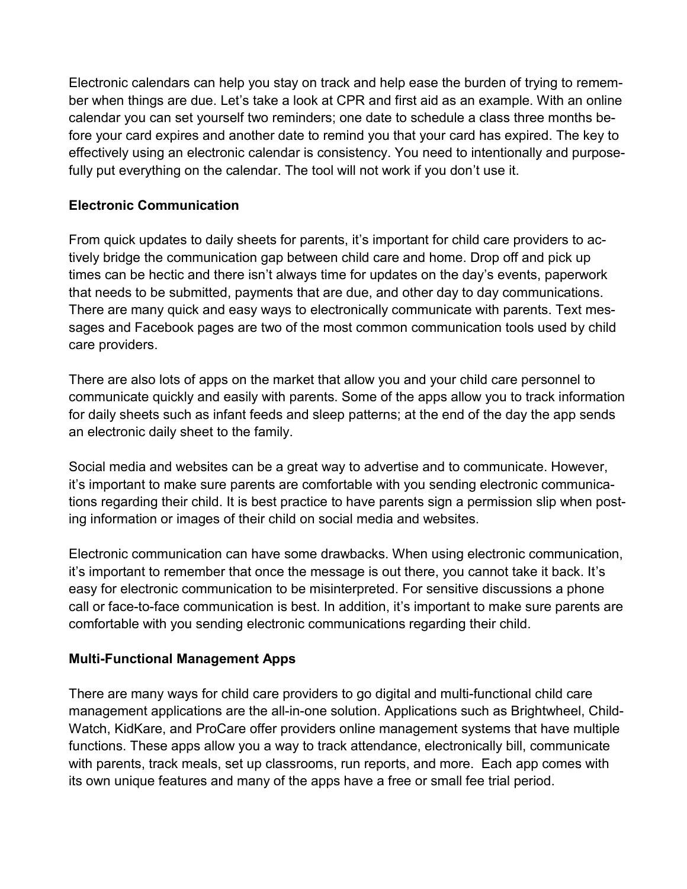Electronic calendars can help you stay on track and help ease the burden of trying to remember when things are due. Let's take a look at CPR and first aid as an example. With an online calendar you can set yourself two reminders; one date to schedule a class three months before your card expires and another date to remind you that your card has expired. The key to effectively using an electronic calendar is consistency. You need to intentionally and purposefully put everything on the calendar. The tool will not work if you don't use it.

**Electronic Communication**

From quick updates to daily sheets for parents, it's important for child care providers to actively bridge the communication gap between child care and home. Drop off and pick up times can be hectic and there isn't always time for updates on the day's events, paperwork that needs to be submitted, payments that are due, and other day to day communications. There are many quick and easy ways to electronically communicate with parents. Text messages and Facebook pages are two of the most common communication tools used by child care providers.

There are also lots of apps on the market that allow you and your child care personnel to communicate quickly and easily with parents. Some of the apps allow you to track information for daily sheets such as infant feeds and sleep patterns; at the end of the day the app sends an electronic daily sheet to the family.

Social media and websites can be a great way to advertise and to communicate. However, it's important to make sure parents are comfortable with you sending electronic communications regarding their child. It is best practice to have parents sign a permission slip when posting information or images of their child on social media and websites.

Electronic communication can have some drawbacks. When using electronic communication, it's important to remember that once the message is out there, you cannot take it back. It's easy for electronic communication to be misinterpreted. For sensitive discussions a phone call or face-to-face communication is best. In addition, it's important to make sure parents are comfortable with you sending electronic communications regarding their child.

**Multi-Functional Management Apps**

There are many ways for child care providers to go digital and multi-functional child care management applications are the all-in-one solution. Applications such as Brightwheel, Child-Watch, KidKare, and ProCare offer providers online management systems that have multiple functions. These apps allow you a way to track attendance, electronically bill, communicate with parents, track meals, set up classrooms, run reports, and more. Each app comes with its own unique features and many of the apps have a free or small fee trial period.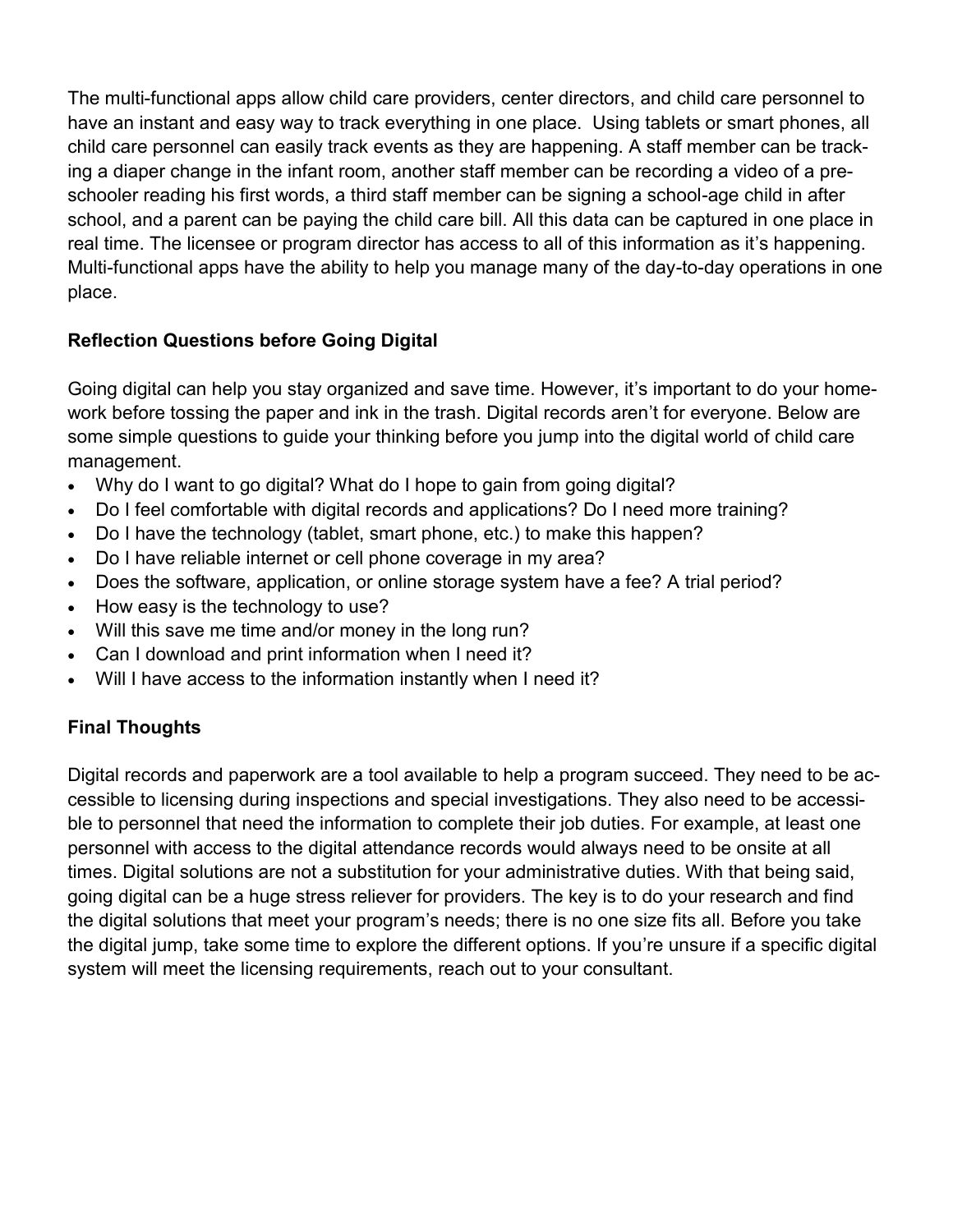The multi-functional apps allow child care providers, center directors, and child care personnel to have an instant and easy way to track everything in one place. Using tablets or smart phones, all child care personnel can easily track events as they are happening. A staff member can be tracking a diaper change in the infant room, another staff member can be recording a video of a preschooler reading his first words, a third staff member can be signing a school-age child in after school, and a parent can be paying the child care bill. All this data can be captured in one place in real time. The licensee or program director has access to all of this information as it's happening. Multi-functional apps have the ability to help you manage many of the day-to-day operations in one place.

**Reflection Questions before Going Digital**

Going digital can help you stay organized and save time. However, it's important to do your homework before tossing the paper and ink in the trash. Digital records aren't for everyone. Below are some simple questions to guide your thinking before you jump into the digital world of child care management.

- Why do I want to go digital? What do I hope to gain from going digital?
- Do I feel comfortable with digital records and applications? Do I need more training?
- Do I have the technology (tablet, smart phone, etc.) to make this happen?
- Do I have reliable internet or cell phone coverage in my area?
- Does the software, application, or online storage system have a fee? A trial period?
- How easy is the technology to use?
- Will this save me time and/or money in the long run?
- Can I download and print information when I need it?
- Will I have access to the information instantly when I need it?

**Final Thoughts**

Digital records and paperwork are a tool available to help a program succeed. They need to be accessible to licensing during inspections and special investigations. They also need to be accessible to personnel that need the information to complete their job duties. For example, at least one personnel with access to the digital attendance records would always need to be onsite at all times. Digital solutions are not a substitution for your administrative duties. With that being said, going digital can be a huge stress reliever for providers. The key is to do your research and find the digital solutions that meet your program's needs; there is no one size fits all. Before you take the digital jump, take some time to explore the different options. If you're unsure if a specific digital system will meet the licensing requirements, reach out to your consultant.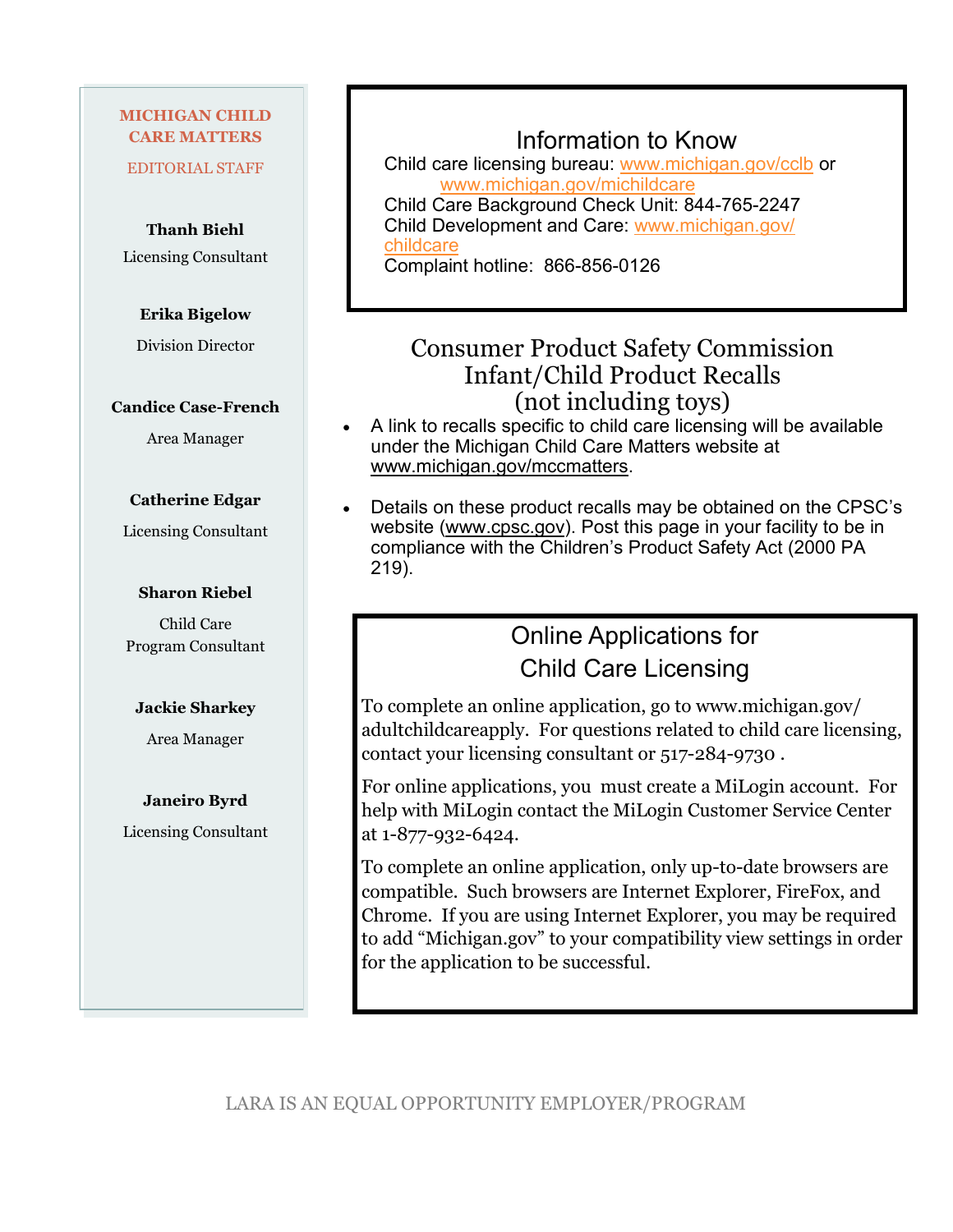**MICHIGAN CHILD CARE MATTERS**

EDITORIAL STAFF

**Thanh Biehl**
Licensing Consultant

**Erika Bigelow**
Division Director

**Candice Case-French**
Area Manager

**Catherine Edgar**
Licensing Consultant

**Sharon Riebel**
Child Care Program Consultant

**Jackie Sharkey**
Area Manager

**Janeiro Byrd**
Licensing Consultant

## Information to Know

Child care licensing bureau: www.michigan.gov/cclb or www.michigan.gov/michildcare
Child Care Background Check Unit: 844-765-2247
Child Development and Care: www.michigan.gov/childcare
Complaint hotline: 866-856-0126

## Consumer Product Safety Commission Infant/Child Product Recalls (not including toys)

- A link to recalls specific to child care licensing will be available under the Michigan Child Care Matters website at www.michigan.gov/mccmatters.
- Details on these product recalls may be obtained on the CPSC's website (www.cpsc.gov). Post this page in your facility to be in compliance with the Children's Product Safety Act (2000 PA 219).

## Online Applications for Child Care Licensing

To complete an online application, go to www.michigan.gov/adultchildcareapply. For questions related to child care licensing, contact your licensing consultant or 517-284-9730 .

For online applications, you must create a MiLogin account. For help with MiLogin contact the MiLogin Customer Service Center at 1-877-932-6424.

To complete an online application, only up-to-date browsers are compatible. Such browsers are Internet Explorer, FireFox, and Chrome. If you are using Internet Explorer, you may be required to add "Michigan.gov" to your compatibility view settings in order for the application to be successful.

LARA IS AN EQUAL OPPORTUNITY EMPLOYER/PROGRAM